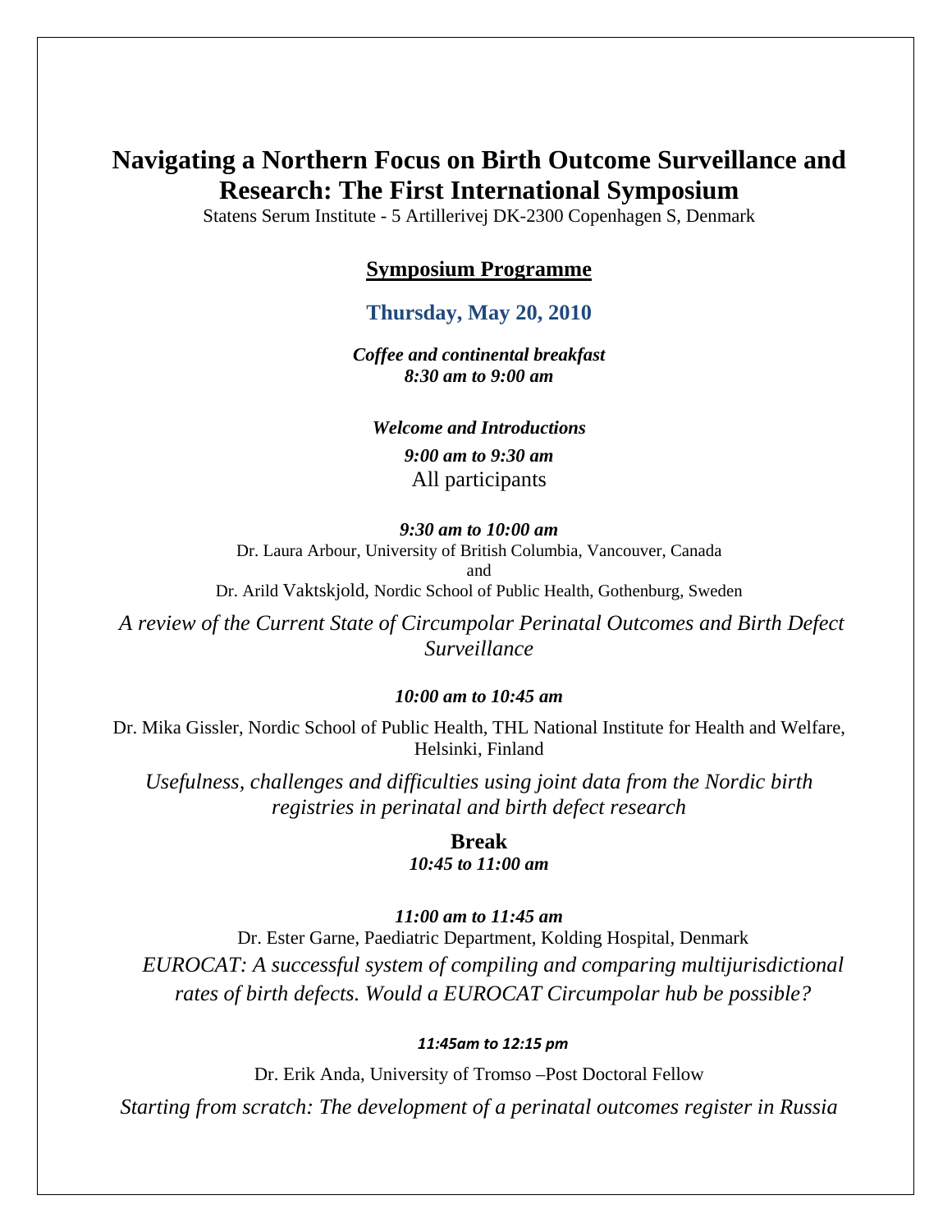# Navigating a Northern Focus on Birth Outcome Surveillance and Research: The First International Symposium

Statens Serum Institute - 5 Artillerivej DK-2300 Copenhagen S, Denmark

## Symposium Programme

### Thursday, May 20, 2010

***Coffee and continental breakfast***
***8:30 am to 9:00 am***

***Welcome and Introductions***

***9:00 am to 9:30 am***
All participants

***9:30 am to 10:00 am***
Dr. Laura Arbour, University of British Columbia, Vancouver, Canada
and
Dr. Arild Vaktskjold, Nordic School of Public Health, Gothenburg, Sweden

*A review of the Current State of Circumpolar Perinatal Outcomes and Birth Defect Surveillance*

***10:00 am to 10:45 am***

Dr. Mika Gissler, Nordic School of Public Health, THL National Institute for Health and Welfare, Helsinki, Finland

*Usefulness, challenges and difficulties using joint data from the Nordic birth registries in perinatal and birth defect research*

**Break**
***10:45 to 11:00 am***

***11:00 am to 11:45 am***
Dr. Ester Garne, Paediatric Department, Kolding Hospital, Denmark
*EUROCAT: A successful system of compiling and comparing multijurisdictional rates of birth defects. Would a EUROCAT Circumpolar hub be possible?*

***11:45am to 12:15 pm***

Dr. Erik Anda, University of Tromso –Post Doctoral Fellow

*Starting from scratch: The development of a perinatal outcomes register in Russia*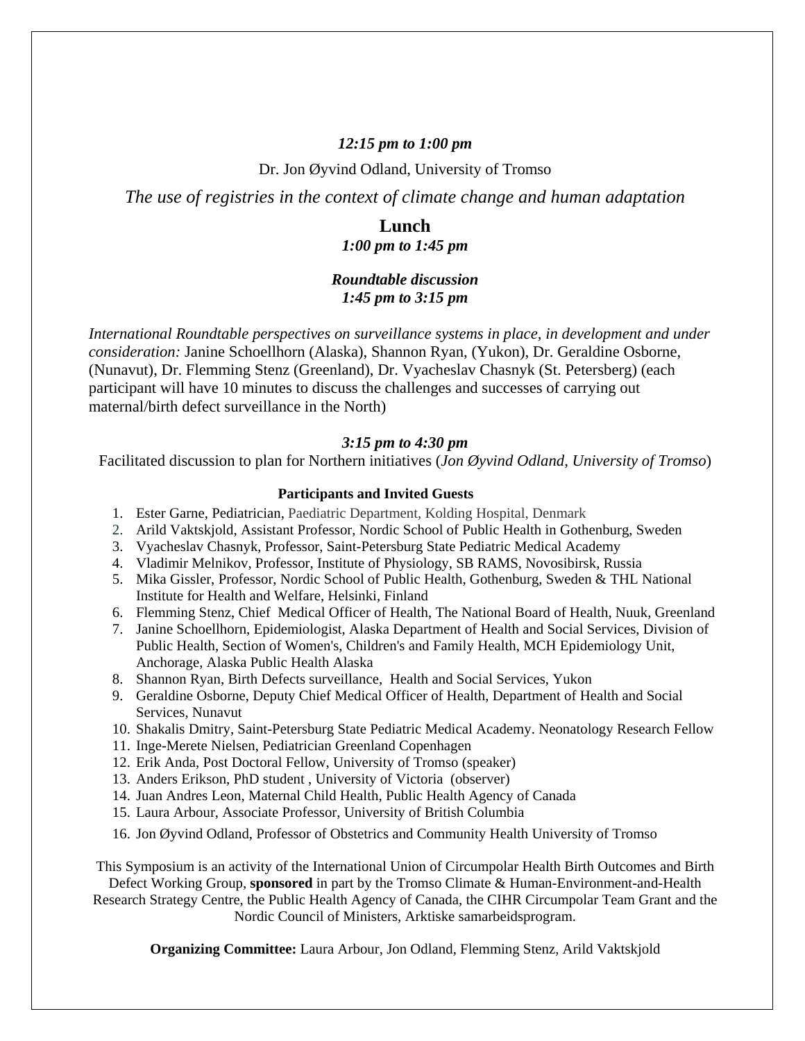***12:15 pm to 1:00 pm***

Dr. Jon Øyvind Odland, University of Tromso

*The use of registries in the context of climate change and human adaptation*

**Lunch**

***1:00 pm to 1:45 pm***

***Roundtable discussion***

***1:45 pm to 3:15 pm***

*International Roundtable perspectives on surveillance systems in place, in development and under consideration:* Janine Schoellhorn (Alaska), Shannon Ryan, (Yukon), Dr. Geraldine Osborne, (Nunavut), Dr. Flemming Stenz (Greenland), Dr. Vyacheslav Chasnyk (St. Petersberg) (each participant will have 10 minutes to discuss the challenges and successes of carrying out maternal/birth defect surveillance in the North)

***3:15 pm to 4:30 pm***

Facilitated discussion to plan for Northern initiatives (*Jon Øyvind Odland, University of Tromso*)

**Participants and Invited Guests**

1. Ester Garne, Pediatrician, Paediatric Department, Kolding Hospital, Denmark
2. Arild Vaktskjold, Assistant Professor, Nordic School of Public Health in Gothenburg, Sweden
3. Vyacheslav Chasnyk, Professor, Saint-Petersburg State Pediatric Medical Academy
4. Vladimir Melnikov, Professor, Institute of Physiology, SB RAMS, Novosibirsk, Russia
5. Mika Gissler, Professor, Nordic School of Public Health, Gothenburg, Sweden & THL National Institute for Health and Welfare, Helsinki, Finland
6. Flemming Stenz, Chief Medical Officer of Health, The National Board of Health, Nuuk, Greenland
7. Janine Schoellhorn, Epidemiologist, Alaska Department of Health and Social Services, Division of Public Health, Section of Women's, Children's and Family Health, MCH Epidemiology Unit, Anchorage, Alaska Public Health Alaska
8. Shannon Ryan, Birth Defects surveillance, Health and Social Services, Yukon
9. Geraldine Osborne, Deputy Chief Medical Officer of Health, Department of Health and Social Services, Nunavut
10. Shakalis Dmitry, Saint-Petersburg State Pediatric Medical Academy. Neonatology Research Fellow
11. Inge-Merete Nielsen, Pediatrician Greenland Copenhagen
12. Erik Anda, Post Doctoral Fellow, University of Tromso (speaker)
13. Anders Erikson, PhD student , University of Victoria (observer)
14. Juan Andres Leon, Maternal Child Health, Public Health Agency of Canada
15. Laura Arbour, Associate Professor, University of British Columbia
16. Jon Øyvind Odland, Professor of Obstetrics and Community Health University of Tromso

This Symposium is an activity of the International Union of Circumpolar Health Birth Outcomes and Birth Defect Working Group, **sponsored** in part by the Tromso Climate & Human-Environment-and-Health Research Strategy Centre, the Public Health Agency of Canada, the CIHR Circumpolar Team Grant and the Nordic Council of Ministers, Arktiske samarbeidsprogram.

**Organizing Committee:** Laura Arbour, Jon Odland, Flemming Stenz, Arild Vaktskjold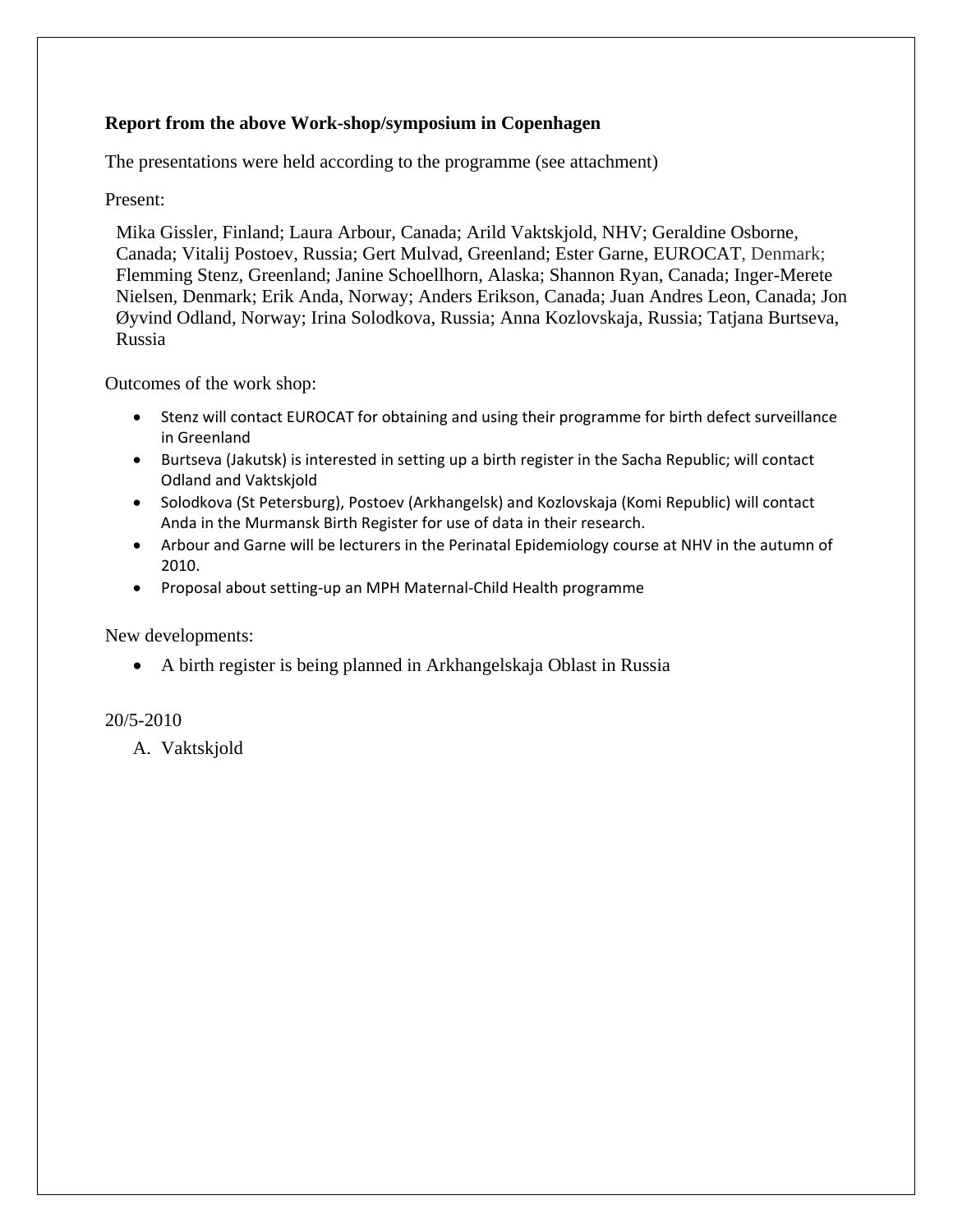**Report from the above Work-shop/symposium in Copenhagen**

The presentations were held according to the programme (see attachment)

Present:

Mika Gissler, Finland; Laura Arbour, Canada; Arild Vaktskjold, NHV; Geraldine Osborne, Canada; Vitalij Postoev, Russia; Gert Mulvad, Greenland; Ester Garne, EUROCAT, Denmark; Flemming Stenz, Greenland; Janine Schoellhorn, Alaska; Shannon Ryan, Canada; Inger-Merete Nielsen, Denmark; Erik Anda, Norway; Anders Erikson, Canada; Juan Andres Leon, Canada; Jon Øyvind Odland, Norway; Irina Solodkova, Russia; Anna Kozlovskaja, Russia; Tatjana Burtseva, Russia

Outcomes of the work shop:

- Stenz will contact EUROCAT for obtaining and using their programme for birth defect surveillance in Greenland
- Burtseva (Jakutsk) is interested in setting up a birth register in the Sacha Republic; will contact Odland and Vaktskjold
- Solodkova (St Petersburg), Postoev (Arkhangelsk) and Kozlovskaja (Komi Republic) will contact Anda in the Murmansk Birth Register for use of data in their research.
- Arbour and Garne will be lecturers in the Perinatal Epidemiology course at NHV in the autumn of 2010.
- Proposal about setting-up an MPH Maternal-Child Health programme

New developments:

- A birth register is being planned in Arkhangelskaja Oblast in Russia

20/5-2010

A. Vaktskjold